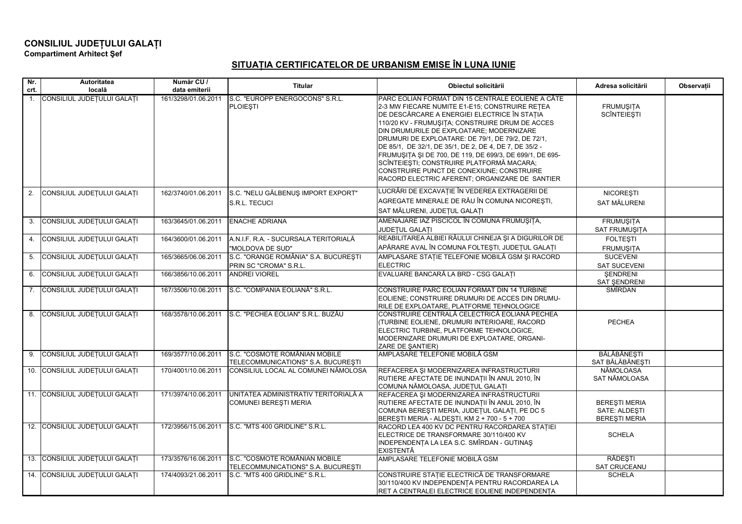**CONSILIUL JUDEȚULUI GALAȚI**
**Compartiment Arhitect Şef**

## SITUAȚIA CERTIFICATELOR DE URBANISM EMISE ÎN LUNA IUNIE

| Nr. crt. | Autoritatea locală | Număr CU / data emiterii | Titular | Obiectul solicitării | Adresa solicitării | Observații |
|---|---|---|---|---|---|---|
| 1. | CONSILIUL JUDEȚULUI GALAȚI | 161/3298/01.06.2011 | S.C. "EUROPP ENERGOCONS" S.R.L. PLOIEŞTI | PARC EOLIAN FORMAT DIN 15 CENTRALE EOLIENE A CÂTE 2-3 MW FIECARE NUMITE E1-E15; CONSTRUIRE REȚEA DE DESCĂRCARE A ENERGIEI ELECTRICE ÎN STAȚIA 110/20 KV - FRUMUŞIȚA; CONSTRUIRE DRUM DE ACCES DIN DRUMURILE DE EXPLOATARE; MODERNIZARE DRUMURI DE EXPLOATARE: DE 79/1, DE 79/2, DE 72/1, DE 85/1, DE 32/1, DE 35/1, DE 2, DE 4, DE 7, DE 35/2 - FRUMUŞIȚA ŞI DE 700, DE 119, DE 699/3, DE 699/1, DE 695- SCÎNTEIEŞTI; CONSTRUIRE PLATFORMĂ MACARA; CONSTRUIRE PUNCT DE CONEXIUNE; CONSTRUIRE RACORD ELECTRIC AFERENT; ORGANIZARE DE SANTIER | FRUMUŞIȚA SCÎNTEIEŞTI | |
| 2. | CONSILIUL JUDEȚULUI GALAȚI | 162/3740/01.06.2011 | S.C. "NELU GĂLBENUŞ IMPORT EXPORT" S.R.L. TECUCI | LUCRĂRI DE EXCAVAȚIE ÎN VEDEREA EXTRAGERII DE AGREGATE MINERALE DE RÂU ÎN COMUNA NICOREŞTI, SAT MĂLURENI, JUDEȚUL GALAȚI | NICOREŞTI SAT MĂLURENI | |
| 3. | CONSILIUL JUDEȚULUI GALAȚI | 163/3645/01.06.2011 | ENACHE ADRIANA | AMENAJARE IAZ PISCICOL ÎN COMUNA FRUMUŞIȚA, JUDEȚUL GALAȚI | FRUMUŞIȚA SAT FRUMUŞIȚA | |
| 4. | CONSILIUL JUDEȚULUI GALAȚI | 164/3600/01.06.2011 | A.N.I.F. R.A. - SUCURSALA TERITORIALĂ "MOLDOVA DE SUD" | REABILITAREA ALBIEI RÂULUI CHINEJA ŞI A DIGURILOR DE APĂRARE AVAL ÎN COMUNA FOLTEŞTI, JUDEȚUL GALAȚI | FOLTEŞTI FRUMUŞIȚA | |
| 5. | CONSILIUL JUDEȚULUI GALAȚI | 165/3665/06.06.2011 | S.C. "ORANGE ROMÂNIA" S.A. BUCUREŞTI PRIN SC "CROMA" S.R.L. | AMPLASARE STAȚIE TELEFONIE MOBILĂ GSM ŞI RACORD ELECTRIC | SUCEVENI SAT SUCEVENI | |
| 6. | CONSILIUL JUDEȚULUI GALAȚI | 166/3856/10.06.2011 | ANDREI VIOREL | EVALUARE BANCARĂ LA BRD - CSG GALAȚI | ŞENDRENI SAT ŞENDRENI | |
| 7. | CONSILIUL JUDEȚULUI GALAȚI | 167/3506/10.06.2011 | S.C. "COMPANIA EOLIANĂ" S.R.L. | CONSTRUIRE PARC EOLIAN FORMAT DIN 14 TURBINE EOLIENE; CONSTRUIRE DRUMURI DE ACCES DIN DRUMU-RILE DE EXPLOATARE, PLATFORME TEHNOLOGICE | SMÎRDAN | |
| 8. | CONSILIUL JUDEȚULUI GALAȚI | 168/3578/10.06.2011 | S.C. "PECHEA EOLIAN" S.R.L. BUZĂU | CONSTRUIRE CENTRALĂ CELECTRICĂ EOLIANĂ PECHEA (TURBINE EOLIENE, DRUMURI INTERIOARE, RACORD ELECTRIC TURBINE, PLATFORME TEHNOLOGICE, MODERNIZARE DRUMURI DE EXPLOATARE, ORGANI-ZARE DE ŞANTIER) | PECHEA | |
| 9. | CONSILIUL JUDEȚULUI GALAȚI | 169/3577/10.06.2011 | S.C. "COSMOTE ROMÂNIAN MOBILE TELECOMMUNICATIONS" S.A. BUCUREŞTI | AMPLASARE TELEFONIE MOBILĂ GSM | BĂLĂBĂNEŞTI SAT BĂLĂBĂNEŞTI | |
| 10. | CONSILIUL JUDEȚULUI GALAȚI | 170/4001/10.06.2011 | CONSILIUL LOCAL AL COMUNEI NĂMOLOSA | REFACEREA ŞI MODERNIZAREA INFRASTRUCTURII RUTIERE AFECTATE DE INUNDAȚII ÎN ANUL 2010, ÎN COMUNA NĂMOLOASA, JUDEȚUL GALAȚI | NĂMOLOASA SAT NĂMOLOASA | |
| 11. | CONSILIUL JUDEȚULUI GALAȚI | 171/3974/10.06.2011 | UNITATEA ADMINISTRATIV TERITORIALĂ A COMUNEI BEREŞTI MERIA | REFACEREA ŞI MODERNIZAREA INFRASTRUCTURII RUTIERE AFECTATE DE INUNDAȚII ÎN ANUL 2010, ÎN COMUNA BEREŞTI MERIA, JUDEȚUL GALAȚI, PE DC 5 BEREŞTI MERIA - ALDEŞTI, KM 2 + 700 - 5 + 700 | BEREŞTI MERIA SATE: ALDEŞTI BEREŞTI MERIA | |
| 12. | CONSILIUL JUDEȚULUI GALAȚI | 172/3956/15.06.2011 | S.C. "MTS 400 GRIDLINE" S.R.L. | RACORD LEA 400 KV DC PENTRU RACORDAREA STAȚIEI ELECTRICE DE TRANSFORMARE 30/110/400 KV INDEPENDENȚA LA LEA S.C. SMÎRDAN - GUTINAŞ EXISTENTĂ | SCHELA | |
| 13. | CONSILIUL JUDEȚULUI GALAȚI | 173/3576/16.06.2011 | S.C. "COSMOTE ROMÂNIAN MOBILE TELECOMMUNICATIONS" S.A. BUCUREŞTI | AMPLASARE TELEFONIE MOBILĂ GSM | RĂDEŞTI SAT CRUCEANU | |
| 14. | CONSILIUL JUDEȚULUI GALAȚI | 174/4093/21.06.2011 | S.C. "MTS 400 GRIDLINE" S.R.L. | CONSTRUIRE STAȚIE ELECTRICĂ DE TRANSFORMARE 30/110/400 KV INDEPENDENȚA PENTRU RACORDAREA LA RET A CENTRALEI ELECTRICE EOLIENE INDEPENDENȚA | SCHELA | |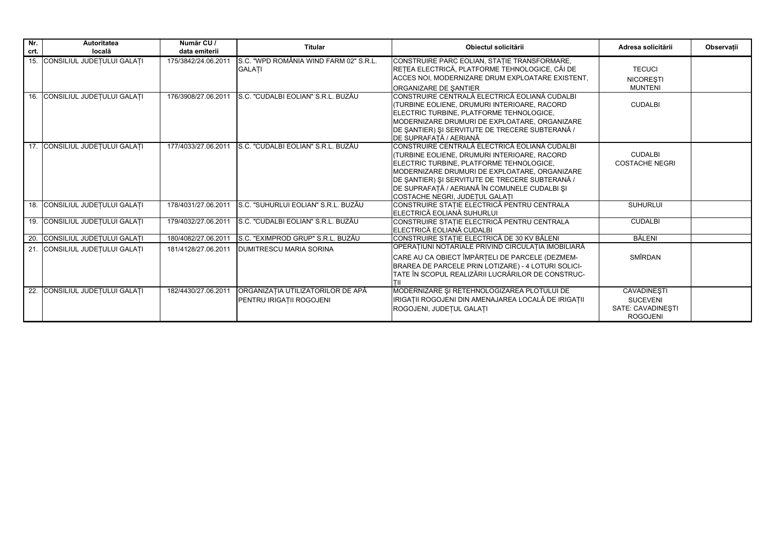| Nr. crt. | Autoritatea locală | Număr CU / data emiterii | Titular | Obiectul solicitării | Adresa solicitării | Observații |
|---|---|---|---|---|---|---|
| 15. | CONSILIUL JUDEȚULUI GALAȚI | 175/3842/24.06.2011 | S.C. "WPD ROMÂNIA WIND FARM 02" S.R.L. GALAȚI | CONSTRUIRE PARC EOLIAN, STAȚIE TRANSFORMARE, REȚEA ELECTRICĂ, PLATFORME TEHNOLOGICE, CĂI DE ACCES NOI, MODERNIZARE DRUM EXPLOATARE EXISTENT, ORGANIZARE DE ȘANTIER | TECUCI NICOREȘTI MUNTENI | |
| 16. | CONSILIUL JUDEȚULUI GALAȚI | 176/3908/27.06.2011 | S.C. "CUDALBI EOLIAN" S.R.L. BUZĂU | CONSTRUIRE CENTRALĂ ELECTRICĂ EOLIANĂ CUDALBI (TURBINE EOLIENE, DRUMURI INTERIOARE, RACORD ELECTRIC TURBINE, PLATFORME TEHNOLOGICE, MODERNIZARE DRUMURI DE EXPLOATARE, ORGANIZARE DE ȘANTIER) ȘI SERVITUTE DE TRECERE SUBTERANĂ / DE SUPRAFAȚĂ / AERIANĂ | CUDALBI | |
| 17. | CONSILIUL JUDEȚULUI GALAȚI | 177/4033/27.06.2011 | S.C. "CUDALBI EOLIAN" S.R.L. BUZĂU | CONSTRUIRE CENTRALĂ ELECTRICĂ EOLIANĂ CUDALBI (TURBINE EOLIENE, DRUMURI INTERIOARE, RACORD ELECTRIC TURBINE, PLATFORME TEHNOLOGICE, MODERNIZARE DRUMURI DE EXPLOATARE, ORGANIZARE DE ȘANTIER) ȘI SERVITUTE DE TRECERE SUBTERANĂ / DE SUPRAFAȚĂ / AERIANĂ ÎN COMUNELE CUDALBI ȘI COSTACHE NEGRI, JUDEȚUL GALAȚI | CUDALBI COSTACHE NEGRI | |
| 18. | CONSILIUL JUDEȚULUI GALAȚI | 178/4031/27.06.2011 | S.C. "SUHURLUI EOLIAN" S.R.L. BUZĂU | CONSTRUIRE STAȚIE ELECTRICĂ PENTRU CENTRALA ELECTRICĂ EOLIANĂ SUHURLUI | SUHURLUI | |
| 19. | CONSILIUL JUDEȚULUI GALAȚI | 179/4032/27.06.2011 | S.C. "CUDALBI EOLIAN" S.R.L. BUZĂU | CONSTRUIRE STAȚIE ELECTRICĂ PENTRU CENTRALA ELECTRICĂ EOLIANĂ CUDALBI | CUDALBI | |
| 20. | CONSILIUL JUDEȚULUI GALAȚI | 180/4082/27.06.2011 | S.C. "EXIMPROD GRUP" S.R.L. BUZĂU | CONSTRUIRE STAȚIE ELECTRICĂ DE 30 KV BĂLENI | BĂLENI | |
| 21. | CONSILIUL JUDEȚULUI GALAȚI | 181/4128/27.06.2011 | DUMITRESCU MARIA SORINA | OPERAȚIUNI NOTARIALE PRIVIND CIRCULAȚIA IMOBILIARĂ CARE AU CA OBIECT ÎMPĂRȚELI DE PARCELE (DEZMEM-BRAREA DE PARCELE PRIN LOTIZARE) - 4 LOTURI SOLICI-TATE ÎN SCOPUL REALIZĂRII LUCRĂRILOR DE CONSTRUC-ȚII | SMÎRDAN | |
| 22. | CONSILIUL JUDEȚULUI GALAȚI | 182/4430/27.06.2011 | ORGANIZAȚIA UTILIZATORILOR DE APĂ PENTRU IRIGAȚII ROGOJENI | MODERNIZARE ȘI RETEHNOLOGIZAREA PLOTULUI DE IRIGAȚII ROGOJENI DIN AMENAJAREA LOCALĂ DE IRIGAȚII ROGOJENI, JUDEȚUL GALAȚI | CAVADINEȘTI SUCEVENI SATE: CAVADINEȘTI ROGOJENI | |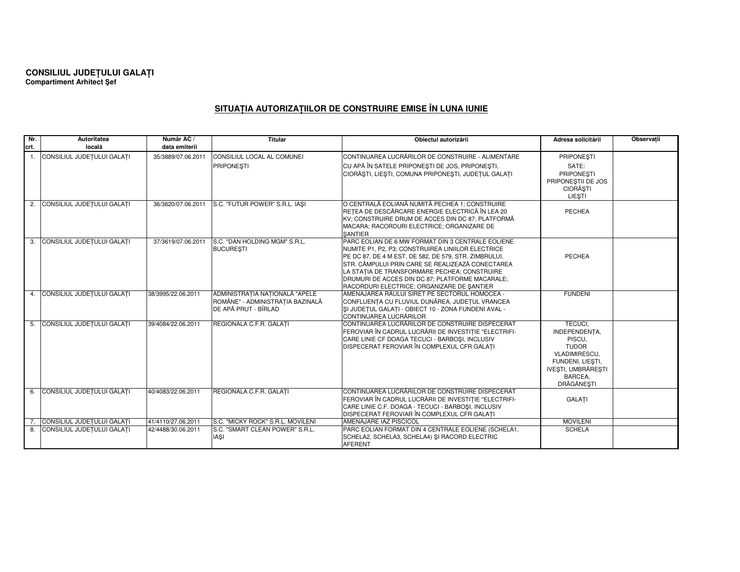**CONSILIUL JUDEȚULUI GALAȚI**
**Compartiment Arhitect Şef**

## SITUAȚIA AUTORIZAȚIILOR DE CONSTRUIRE EMISE ÎN LUNA IUNIE

| Nr. crt. | Autoritatea locală | Număr AC / data emiterii | Titular | Obiectul autorizării | Adresa solicitării | Observații |
|---|---|---|---|---|---|---|
| 1. | CONSILIUL JUDEȚULUI GALAȚI | 35/3889/07.06.2011 | CONSILIUL LOCAL AL COMUNEI PRIPONEŞTI | CONTINUAREA LUCRĂRILOR DE CONSTRUIRE - ALIMENTARE CU APĂ ÎN SATELE PRIPONEŞTI DE JOS, PRIPONEŞTI, CIORĂŞTI, LIEŞTI, COMUNA PRIPONEŞTI, JUDEȚUL GALAȚI | PRIPONEŞTI SATE: PRIPONEŞTI PRIPONEŞTII DE JOS CIORĂŞTI LIEŞTI | |
| 2. | CONSILIUL JUDEȚULUI GALAȚI | 36/3620/07.06.2011 | S.C. "FUTUR POWER" S.R.L. IAŞI | O CENTRALĂ EOLIANĂ NUMITĂ PECHEA 1; CONSTRUIRE REȚEA DE DESCĂRCARE ENERGIE ELECTRICĂ ÎN LEA 20 KV; CONSTRUIRE DRUM DE ACCES DIN DC 87; PLATFORMĂ MACARA; RACORDURI ELECTRICE; ORGANIZARE DE ŞANTIER | PECHEA | |
| 3. | CONSILIUL JUDEȚULUI GALAȚI | 37/3619/07.06.2011 | S.C. "DAN HOLDING MGM" S.R.L. BUCUREŞTI | PARC EOLIAN DE 6 MW FORMAT DIN 3 CENTRALE EOLIENE NUMITE P1, P2, P3; CONSTRUIREA LINIILOR ELECTRICE PE DC 87, DE 4 M EST, DE 582, DE 579, STR. ZIMBRULUI, STR. CÂMPULUI PRIN CARE SE REALIZEAZĂ CONECTAREA LA STAȚIA DE TRANSFORMARE PECHEA; CONSTRUIRE DRUMURI DE ACCES DIN DC 87; PLATFORME MACARALE; RACORDURI ELECTRICE; ORGANIZARE DE ŞANTIER | PECHEA | |
| 4. | CONSILIUL JUDEȚULUI GALAȚI | 38/3995/22.06.2011 | ADMINISTRAȚIA NAȚIONALĂ "APELE ROMÂNE" - ADMINISTRAȚIA BAZINALĂ DE APĂ PRUT - BÎRLAD | AMENAJAREA RÂULUI SIRET PE SECTORUL HOMOCEA - CONFLUENȚA CU FLUVIUL DUNĂREA, JUDEȚUL VRANCEA ŞI JUDEȚUL GALAȚI - OBIECT 10 - ZONA FUNDENI AVAL - CONTINUAREA LUCRĂRILOR | FUNDENI | |
| 5. | CONSILIUL JUDEȚULUI GALAȚI | 39/4084/22.06.2011 | REGIONALA C.F.R. GALAȚI | CONTINUAREA LUCRĂRILOR DE CONSTRUIRE DISPECERAT FEROVIAR ÎN CADRUL LUCRĂRII DE INVESTIȚIE "ELECTRIFI-CARE LINIE CF DOAGA TECUCI - BARBOŞI, INCLUSIV DISPECERAT FEROVIAR ÎN COMPLEXUL CFR GALAȚI | TECUCI, INDEPENDENȚA, PISCU, TUDOR VLADIMIRESCU, FUNDENI, LIEŞTI, IVEŞTI, UMBRĂREŞTI BARCEA, DRĂGĂNEŞTI | |
| 6. | CONSILIUL JUDEȚULUI GALAȚI | 40/4083/22.06.2011 | REGIONALA C.F.R. GALAȚI | CONTINUAREA LUCRĂRILOR DE CONSTRUIRE DISPECERAT FEROVIAR ÎN CADRUL LUCRĂRII DE INVESTIȚIE "ELECTRIFI-CARE LINIE C.F. DOAGA - TECUCI - BARBOŞI, INCLUSIV DISPECERAT FEROVIAR ÎN COMPLEXUL CFR GALAȚI | GALAȚI | |
| 7. | CONSILIUL JUDEȚULUI GALAȚI | 41/4110/27.06.2011 | S.C. "MICKY ROCK" S.R.L. MOVILENI | AMENAJARE IAZ PISCICOL | MOVILENI | |
| 8. | CONSILIUL JUDEȚULUI GALAȚI | 42/4488/30.06.2011 | S.C. "SMART CLEAN POWER" S.R.L. IAŞI | PARC EOLIAN FORMAT DIN 4 CENTRALE EOLIENE (SCHELA1, SCHELA2, SCHELA3, SCHELA4) ŞI RACORD ELECTRIC AFERENT | SCHELA | |